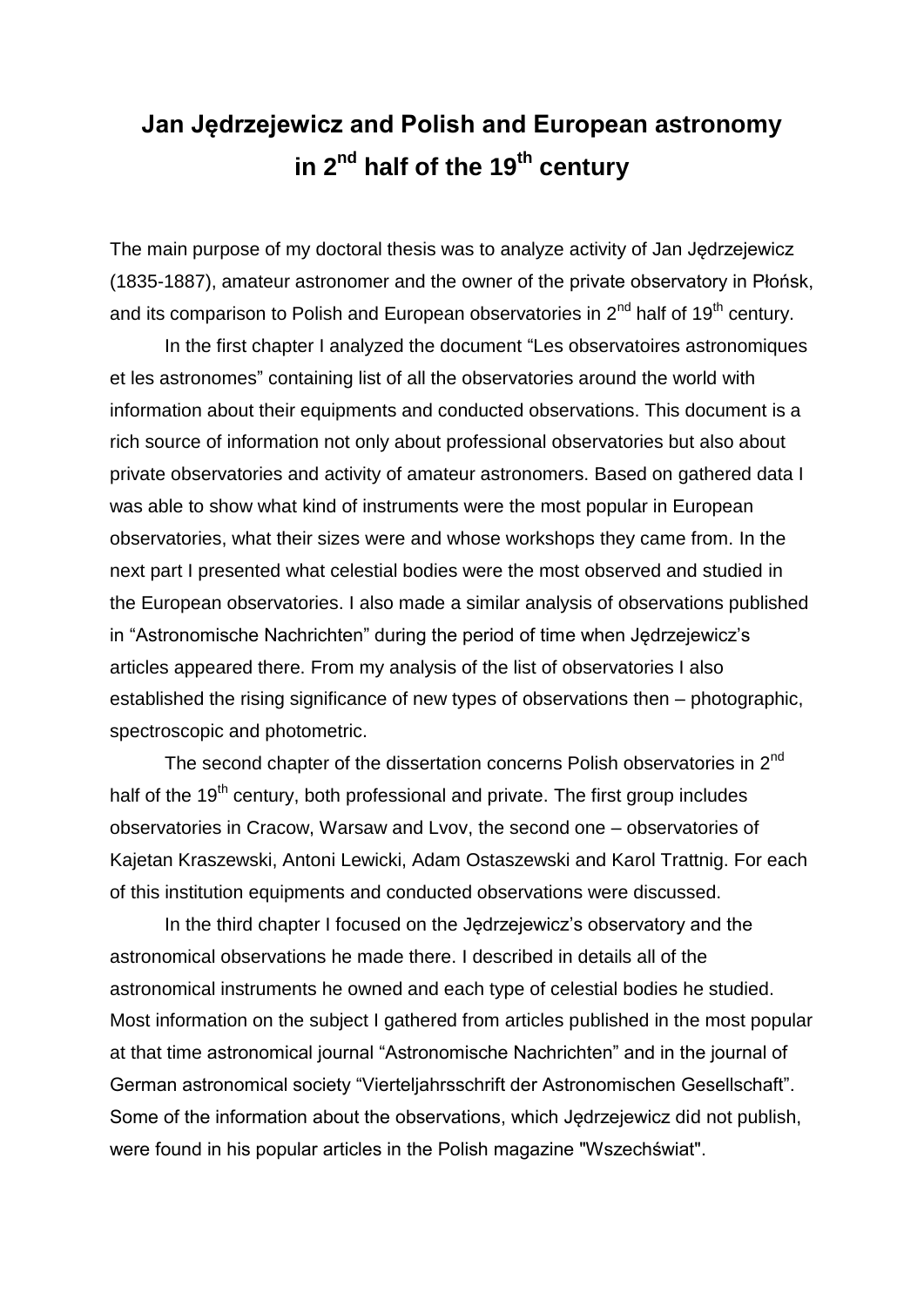# Jan Jędrzejewicz and Polish and European astronomy in 2nd half of the 19th century

The main purpose of my doctoral thesis was to analyze activity of Jan Jędrzejewicz (1835-1887), amateur astronomer and the owner of the private observatory in Płońsk, and its comparison to Polish and European observatories in 2nd half of 19th century.

In the first chapter I analyzed the document "Les observatoires astronomiques et les astronomes" containing list of all the observatories around the world with information about their equipments and conducted observations. This document is a rich source of information not only about professional observatories but also about private observatories and activity of amateur astronomers. Based on gathered data I was able to show what kind of instruments were the most popular in European observatories, what their sizes were and whose workshops they came from. In the next part I presented what celestial bodies were the most observed and studied in the European observatories. I also made a similar analysis of observations published in "Astronomische Nachrichten" during the period of time when Jędrzejewicz's articles appeared there. From my analysis of the list of observatories I also established the rising significance of new types of observations then – photographic, spectroscopic and photometric.

The second chapter of the dissertation concerns Polish observatories in 2nd half of the 19th century, both professional and private. The first group includes observatories in Cracow, Warsaw and Lvov, the second one – observatories of Kajetan Kraszewski, Antoni Lewicki, Adam Ostaszewski and Karol Trattnig. For each of this institution equipments and conducted observations were discussed.

In the third chapter I focused on the Jędrzejewicz's observatory and the astronomical observations he made there. I described in details all of the astronomical instruments he owned and each type of celestial bodies he studied. Most information on the subject I gathered from articles published in the most popular at that time astronomical journal "Astronomische Nachrichten" and in the journal of German astronomical society "Vierteljahrsschrift der Astronomischen Gesellschaft". Some of the information about the observations, which Jędrzejewicz did not publish, were found in his popular articles in the Polish magazine "Wszechświat".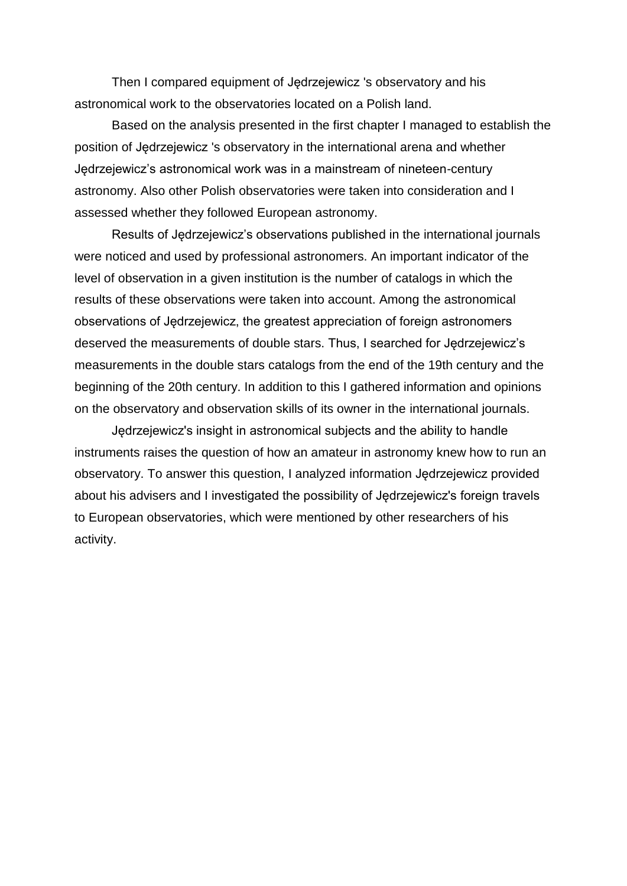Then I compared equipment of Jędrzejewicz 's observatory and his astronomical work to the observatories located on a Polish land.

Based on the analysis presented in the first chapter I managed to establish the position of Jędrzejewicz 's observatory in the international arena and whether Jędrzejewicz's astronomical work was in a mainstream of nineteen-century astronomy. Also other Polish observatories were taken into consideration and I assessed whether they followed European astronomy.

Results of Jędrzejewicz's observations published in the international journals were noticed and used by professional astronomers. An important indicator of the level of observation in a given institution is the number of catalogs in which the results of these observations were taken into account. Among the astronomical observations of Jędrzejewicz, the greatest appreciation of foreign astronomers deserved the measurements of double stars. Thus, I searched for Jędrzejewicz's measurements in the double stars catalogs from the end of the 19th century and the beginning of the 20th century. In addition to this I gathered information and opinions on the observatory and observation skills of its owner in the international journals.

Jędrzejewicz's insight in astronomical subjects and the ability to handle instruments raises the question of how an amateur in astronomy knew how to run an observatory. To answer this question, I analyzed information Jędrzejewicz provided about his advisers and I investigated the possibility of Jędrzejewicz's foreign travels to European observatories, which were mentioned by other researchers of his activity.